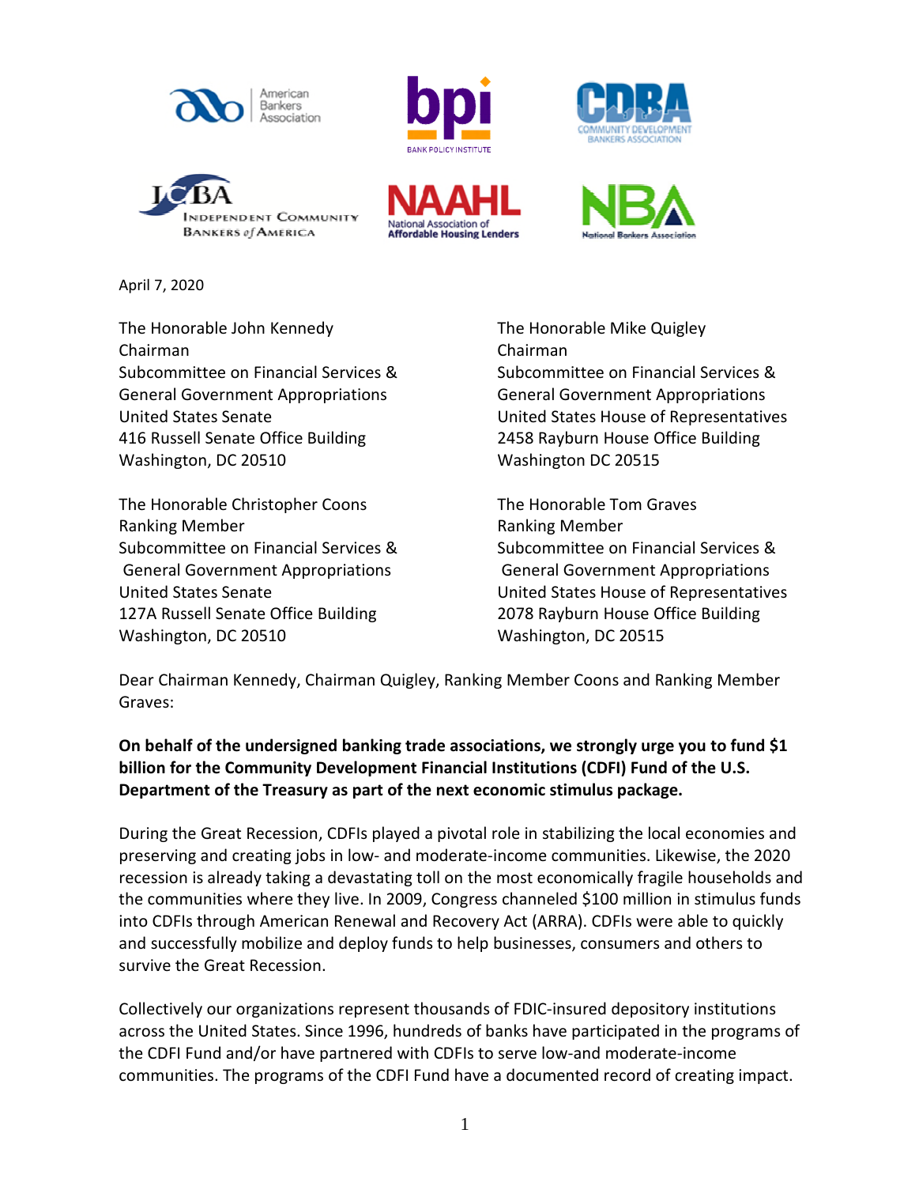April 7, 2020

The Honorable John Kennedy
Chairman
Subcommittee on Financial Services &
General Government Appropriations
United States Senate
416 Russell Senate Office Building
Washington, DC 20510

The Honorable Mike Quigley
Chairman
Subcommittee on Financial Services &
General Government Appropriations
United States House of Representatives
2458 Rayburn House Office Building
Washington DC 20515

The Honorable Christopher Coons
Ranking Member
Subcommittee on Financial Services &
General Government Appropriations
United States Senate
127A Russell Senate Office Building
Washington, DC 20510

The Honorable Tom Graves
Ranking Member
Subcommittee on Financial Services &
General Government Appropriations
United States House of Representatives
2078 Rayburn House Office Building
Washington, DC 20515

Dear Chairman Kennedy, Chairman Quigley, Ranking Member Coons and Ranking Member Graves:

**On behalf of the undersigned banking trade associations, we strongly urge you to fund $1 billion for the Community Development Financial Institutions (CDFI) Fund of the U.S. Department of the Treasury as part of the next economic stimulus package.**

During the Great Recession, CDFIs played a pivotal role in stabilizing the local economies and preserving and creating jobs in low- and moderate-income communities. Likewise, the 2020 recession is already taking a devastating toll on the most economically fragile households and the communities where they live. In 2009, Congress channeled $100 million in stimulus funds into CDFIs through American Renewal and Recovery Act (ARRA). CDFIs were able to quickly and successfully mobilize and deploy funds to help businesses, consumers and others to survive the Great Recession.

Collectively our organizations represent thousands of FDIC-insured depository institutions across the United States. Since 1996, hundreds of banks have participated in the programs of the CDFI Fund and/or have partnered with CDFIs to serve low-and moderate-income communities. The programs of the CDFI Fund have a documented record of creating impact.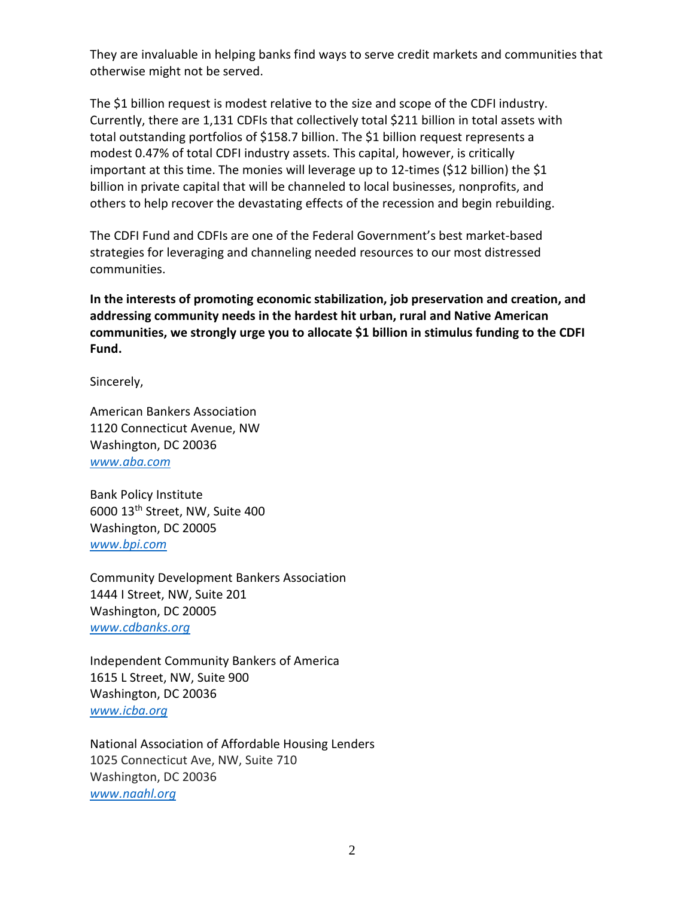They are invaluable in helping banks find ways to serve credit markets and communities that otherwise might not be served.

The $1 billion request is modest relative to the size and scope of the CDFI industry. Currently, there are 1,131 CDFIs that collectively total $211 billion in total assets with total outstanding portfolios of $158.7 billion. The $1 billion request represents a modest 0.47% of total CDFI industry assets. This capital, however, is critically important at this time. The monies will leverage up to 12-times ($12 billion) the $1 billion in private capital that will be channeled to local businesses, nonprofits, and others to help recover the devastating effects of the recession and begin rebuilding.

The CDFI Fund and CDFIs are one of the Federal Government's best market-based strategies for leveraging and channeling needed resources to our most distressed communities.

**In the interests of promoting economic stabilization, job preservation and creation, and addressing community needs in the hardest hit urban, rural and Native American communities, we strongly urge you to allocate $1 billion in stimulus funding to the CDFI Fund.**

Sincerely,

American Bankers Association
1120 Connecticut Avenue, NW
Washington, DC 20036
*www.aba.com*

Bank Policy Institute
6000 13th Street, NW, Suite 400
Washington, DC 20005
*www.bpi.com*

Community Development Bankers Association
1444 I Street, NW, Suite 201
Washington, DC 20005
*www.cdbanks.org*

Independent Community Bankers of America
1615 L Street, NW, Suite 900
Washington, DC 20036
*www.icba.org*

National Association of Affordable Housing Lenders
1025 Connecticut Ave, NW, Suite 710
Washington, DC 20036
*www.naahl.org*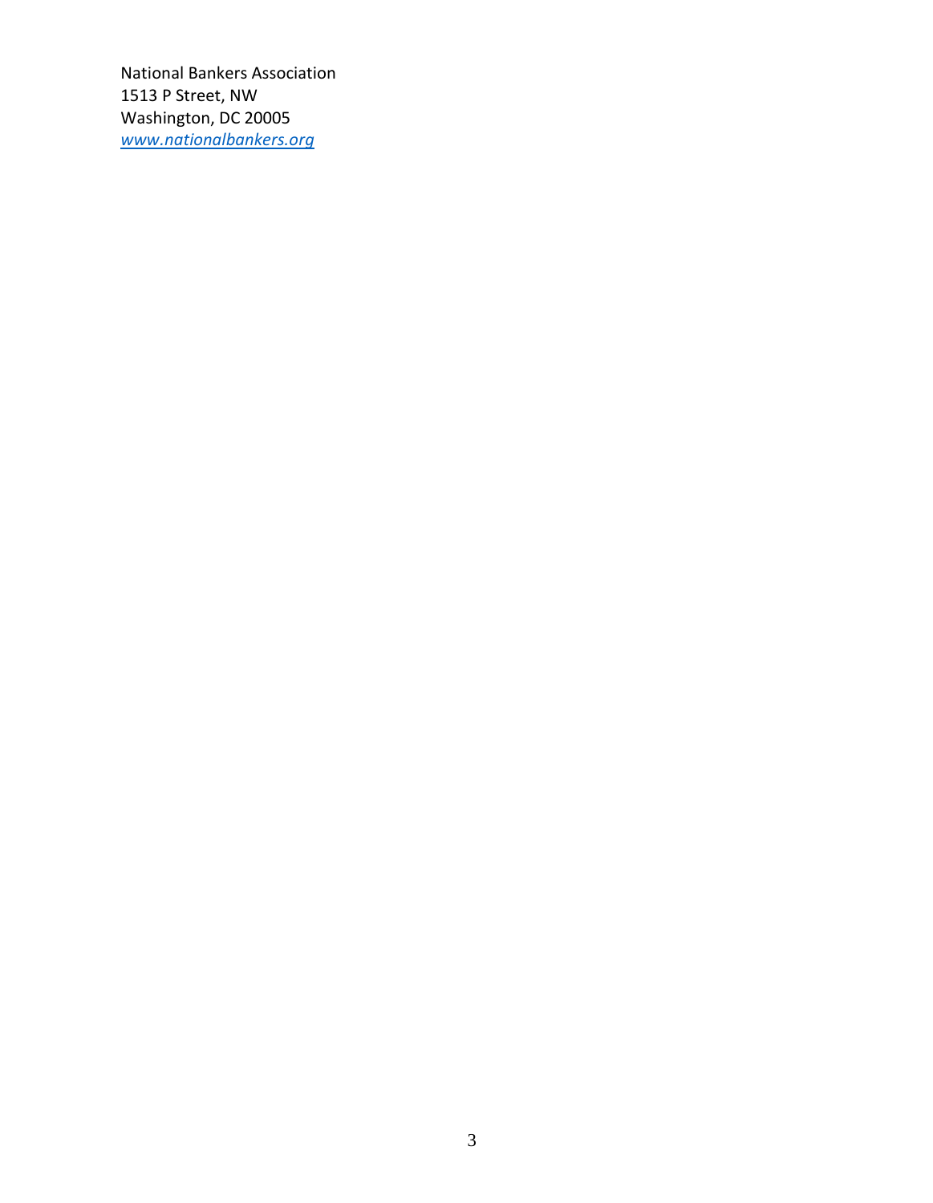National Bankers Association
1513 P Street, NW
Washington, DC 20005
*[www.nationalbankers.org](http://www.nationalbankers.org)*